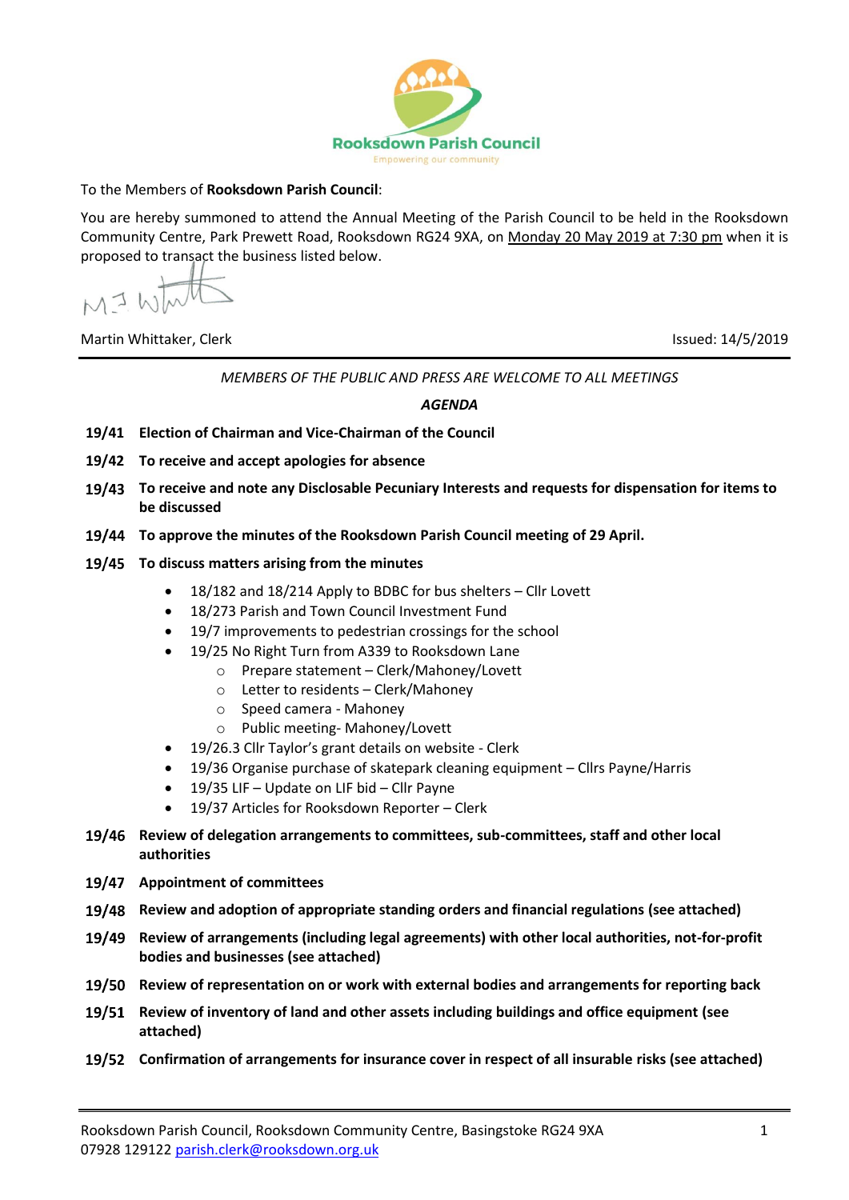**Rooksdown Parish Council**

Empowering our community

To the Members of **Rooksdown Parish Council**:

You are hereby summoned to attend the Annual Meeting of the Parish Council to be held in the Rooksdown Community Centre, Park Prewett Road, Rooksdown RG24 9XA, on Monday 20 May 2019 at 7:30 pm when it is proposed to transact the business listed below.

Martin Whittaker, Clerk

Issued: 14/5/2019

---

*MEMBERS OF THE PUBLIC AND PRESS ARE WELCOME TO ALL MEETINGS*

***AGENDA***

**19/41 Election of Chairman and Vice-Chairman of the Council**

**19/42 To receive and accept apologies for absence**

**19/43 To receive and note any Disclosable Pecuniary Interests and requests for dispensation for items to be discussed**

**19/44 To approve the minutes of the Rooksdown Parish Council meeting of 29 April.**

**19/45 To discuss matters arising from the minutes**

- 18/182 and 18/214 Apply to BDBC for bus shelters – Cllr Lovett
- 18/273 Parish and Town Council Investment Fund
- 19/7 improvements to pedestrian crossings for the school
- 19/25 No Right Turn from A339 to Rooksdown Lane
  - Prepare statement – Clerk/Mahoney/Lovett
  - Letter to residents – Clerk/Mahoney
  - Speed camera - Mahoney
  - Public meeting- Mahoney/Lovett
- 19/26.3 Cllr Taylor's grant details on website - Clerk
- 19/36 Organise purchase of skatepark cleaning equipment – Cllrs Payne/Harris
- 19/35 LIF – Update on LIF bid – Cllr Payne
- 19/37 Articles for Rooksdown Reporter – Clerk

**19/46 Review of delegation arrangements to committees, sub-committees, staff and other local authorities**

**19/47 Appointment of committees**

**19/48 Review and adoption of appropriate standing orders and financial regulations (see attached)**

**19/49 Review of arrangements (including legal agreements) with other local authorities, not-for-profit bodies and businesses (see attached)**

**19/50 Review of representation on or work with external bodies and arrangements for reporting back**

**19/51 Review of inventory of land and other assets including buildings and office equipment (see attached)**

**19/52 Confirmation of arrangements for insurance cover in respect of all insurable risks (see attached)**

---

Rooksdown Parish Council, Rooksdown Community Centre, Basingstoke RG24 9XA
07928 129122 parish.clerk@rooksdown.org.uk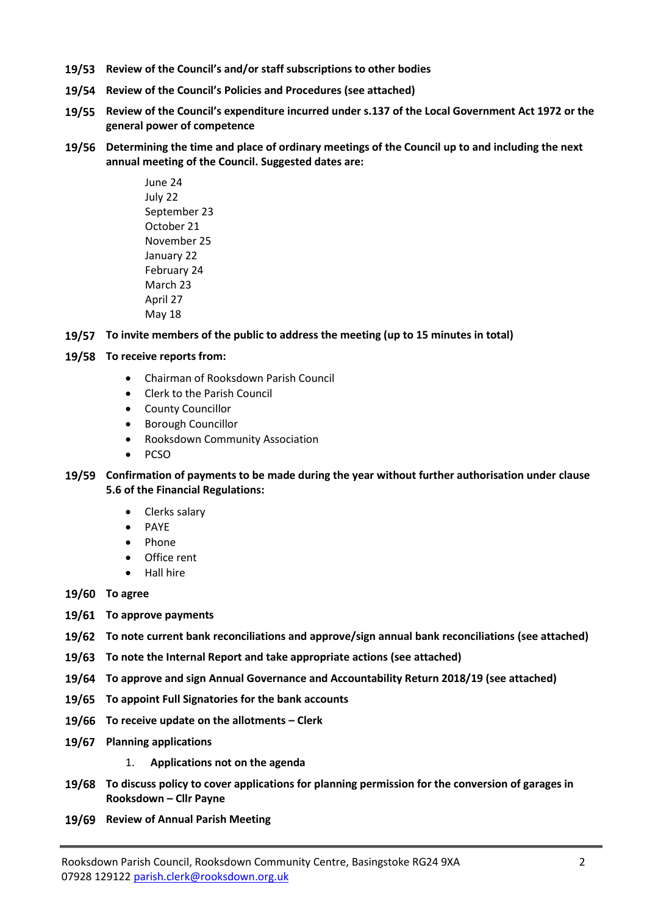**19/53 Review of the Council's and/or staff subscriptions to other bodies**

**19/54 Review of the Council's Policies and Procedures (see attached)**

**19/55 Review of the Council's expenditure incurred under s.137 of the Local Government Act 1972 or the general power of competence**

**19/56 Determining the time and place of ordinary meetings of the Council up to and including the next annual meeting of the Council. Suggested dates are:**

June 24
July 22
September 23
October 21
November 25
January 22
February 24
March 23
April 27
May 18

**19/57 To invite members of the public to address the meeting (up to 15 minutes in total)**

**19/58 To receive reports from:**

- Chairman of Rooksdown Parish Council
- Clerk to the Parish Council
- County Councillor
- Borough Councillor
- Rooksdown Community Association
- PCSO

**19/59 Confirmation of payments to be made during the year without further authorisation under clause 5.6 of the Financial Regulations:**

- Clerks salary
- PAYE
- Phone
- Office rent
- Hall hire

**19/60 To agree**

**19/61 To approve payments**

**19/62 To note current bank reconciliations and approve/sign annual bank reconciliations (see attached)**

**19/63 To note the Internal Report and take appropriate actions (see attached)**

**19/64 To approve and sign Annual Governance and Accountability Return 2018/19 (see attached)**

**19/65 To appoint Full Signatories for the bank accounts**

**19/66 To receive update on the allotments – Clerk**

**19/67 Planning applications**

1. **Applications not on the agenda**

**19/68 To discuss policy to cover applications for planning permission for the conversion of garages in Rooksdown – Cllr Payne**

**19/69 Review of Annual Parish Meeting**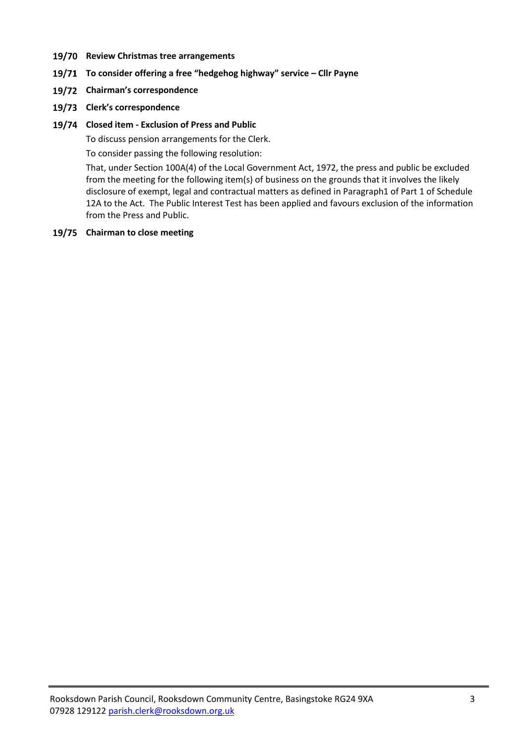**19/70 Review Christmas tree arrangements**

**19/71 To consider offering a free "hedgehog highway" service – Cllr Payne**

**19/72 Chairman's correspondence**

**19/73 Clerk's correspondence**

**19/74 Closed item - Exclusion of Press and Public**

To discuss pension arrangements for the Clerk.

To consider passing the following resolution:

That, under Section 100A(4) of the Local Government Act, 1972, the press and public be excluded from the meeting for the following item(s) of business on the grounds that it involves the likely disclosure of exempt, legal and contractual matters as defined in Paragraph1 of Part 1 of Schedule 12A to the Act. The Public Interest Test has been applied and favours exclusion of the information from the Press and Public.

**19/75 Chairman to close meeting**